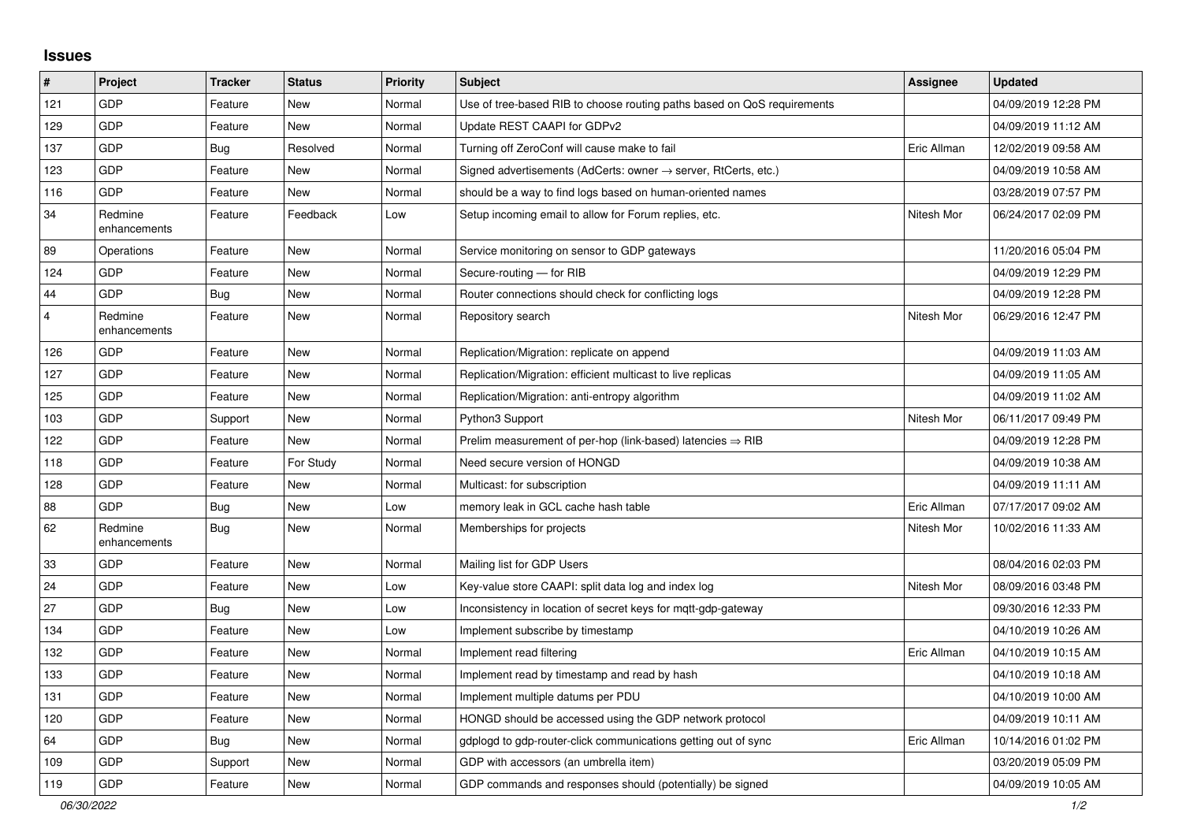## Issues

| # | Project | Tracker | Status | Priority | Subject | Assignee | Updated |
|---|---|---|---|---|---|---|---|
| 121 | GDP | Feature | New | Normal | Use of tree-based RIB to choose routing paths based on QoS requirements | | 04/09/2019 12:28 PM |
| 129 | GDP | Feature | New | Normal | Update REST CAAPI for GDPv2 | | 04/09/2019 11:12 AM |
| 137 | GDP | Bug | Resolved | Normal | Turning off ZeroConf will cause make to fail | Eric Allman | 12/02/2019 09:58 AM |
| 123 | GDP | Feature | New | Normal | Signed advertisements (AdCerts: owner → server, RtCerts, etc.) | | 04/09/2019 10:58 AM |
| 116 | GDP | Feature | New | Normal | should be a way to find logs based on human-oriented names | | 03/28/2019 07:57 PM |
| 34 | Redmine enhancements | Feature | Feedback | Low | Setup incoming email to allow for Forum replies, etc. | Nitesh Mor | 06/24/2017 02:09 PM |
| 89 | Operations | Feature | New | Normal | Service monitoring on sensor to GDP gateways | | 11/20/2016 05:04 PM |
| 124 | GDP | Feature | New | Normal | Secure-routing — for RIB | | 04/09/2019 12:29 PM |
| 44 | GDP | Bug | New | Normal | Router connections should check for conflicting logs | | 04/09/2019 12:28 PM |
| 4 | Redmine enhancements | Feature | New | Normal | Repository search | Nitesh Mor | 06/29/2016 12:47 PM |
| 126 | GDP | Feature | New | Normal | Replication/Migration: replicate on append | | 04/09/2019 11:03 AM |
| 127 | GDP | Feature | New | Normal | Replication/Migration: efficient multicast to live replicas | | 04/09/2019 11:05 AM |
| 125 | GDP | Feature | New | Normal | Replication/Migration: anti-entropy algorithm | | 04/09/2019 11:02 AM |
| 103 | GDP | Support | New | Normal | Python3 Support | Nitesh Mor | 06/11/2017 09:49 PM |
| 122 | GDP | Feature | New | Normal | Prelim measurement of per-hop (link-based) latencies ⇒ RIB | | 04/09/2019 12:28 PM |
| 118 | GDP | Feature | For Study | Normal | Need secure version of HONGD | | 04/09/2019 10:38 AM |
| 128 | GDP | Feature | New | Normal | Multicast: for subscription | | 04/09/2019 11:11 AM |
| 88 | GDP | Bug | New | Low | memory leak in GCL cache hash table | Eric Allman | 07/17/2017 09:02 AM |
| 62 | Redmine enhancements | Bug | New | Normal | Memberships for projects | Nitesh Mor | 10/02/2016 11:33 AM |
| 33 | GDP | Feature | New | Normal | Mailing list for GDP Users | | 08/04/2016 02:03 PM |
| 24 | GDP | Feature | New | Low | Key-value store CAAPI: split data log and index log | Nitesh Mor | 08/09/2016 03:48 PM |
| 27 | GDP | Bug | New | Low | Inconsistency in location of secret keys for mqtt-gdp-gateway | | 09/30/2016 12:33 PM |
| 134 | GDP | Feature | New | Low | Implement subscribe by timestamp | | 04/10/2019 10:26 AM |
| 132 | GDP | Feature | New | Normal | Implement read filtering | Eric Allman | 04/10/2019 10:15 AM |
| 133 | GDP | Feature | New | Normal | Implement read by timestamp and read by hash | | 04/10/2019 10:18 AM |
| 131 | GDP | Feature | New | Normal | Implement multiple datums per PDU | | 04/10/2019 10:00 AM |
| 120 | GDP | Feature | New | Normal | HONGD should be accessed using the GDP network protocol | | 04/09/2019 10:11 AM |
| 64 | GDP | Bug | New | Normal | gdplogd to gdp-router-click communications getting out of sync | Eric Allman | 10/14/2016 01:02 PM |
| 109 | GDP | Support | New | Normal | GDP with accessors (an umbrella item) | | 03/20/2019 05:09 PM |
| 119 | GDP | Feature | New | Normal | GDP commands and responses should (potentially) be signed | | 04/09/2019 10:05 AM |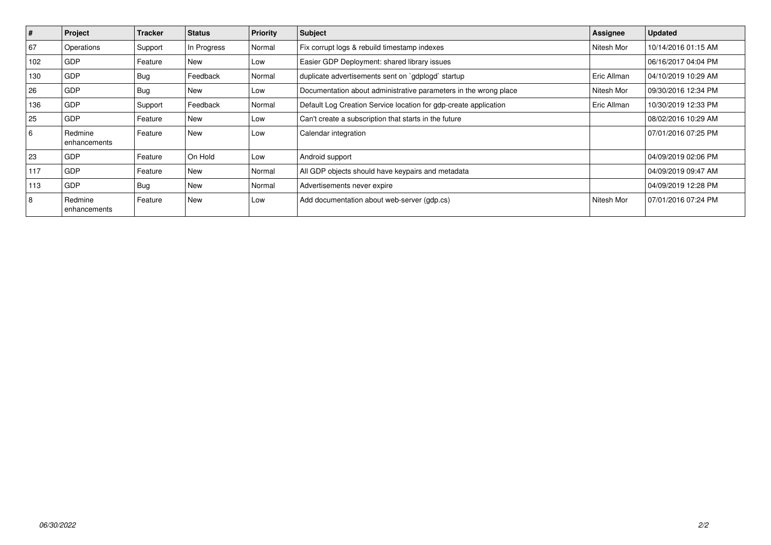| # | Project | Tracker | Status | Priority | Subject | Assignee | Updated |
|---|---|---|---|---|---|---|---|
| 67 | Operations | Support | In Progress | Normal | Fix corrupt logs & rebuild timestamp indexes | Nitesh Mor | 10/14/2016 01:15 AM |
| 102 | GDP | Feature | New | Low | Easier GDP Deployment: shared library issues | | 06/16/2017 04:04 PM |
| 130 | GDP | Bug | Feedback | Normal | duplicate advertisements sent on `gdplogd` startup | Eric Allman | 04/10/2019 10:29 AM |
| 26 | GDP | Bug | New | Low | Documentation about administrative parameters in the wrong place | Nitesh Mor | 09/30/2016 12:34 PM |
| 136 | GDP | Support | Feedback | Normal | Default Log Creation Service location for gdp-create application | Eric Allman | 10/30/2019 12:33 PM |
| 25 | GDP | Feature | New | Low | Can't create a subscription that starts in the future | | 08/02/2016 10:29 AM |
| 6 | Redmine enhancements | Feature | New | Low | Calendar integration | | 07/01/2016 07:25 PM |
| 23 | GDP | Feature | On Hold | Low | Android support | | 04/09/2019 02:06 PM |
| 117 | GDP | Feature | New | Normal | All GDP objects should have keypairs and metadata | | 04/09/2019 09:47 AM |
| 113 | GDP | Bug | New | Normal | Advertisements never expire | | 04/09/2019 12:28 PM |
| 8 | Redmine enhancements | Feature | New | Low | Add documentation about web-server (gdp.cs) | Nitesh Mor | 07/01/2016 07:24 PM |